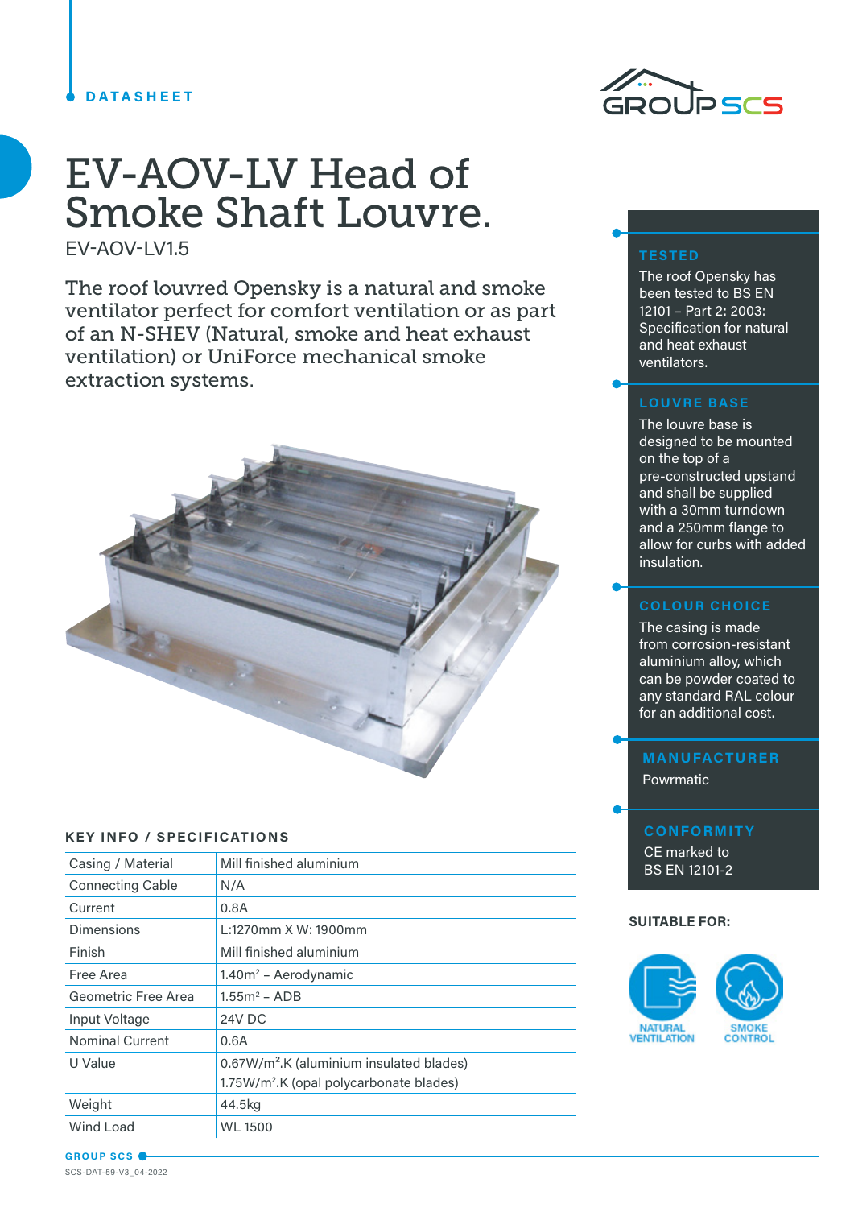DATASHEET

# EV-AOV-LV Head of Smoke Shaft Louvre.

EV-AOV-LV1.5

The roof louvred Opensky is a natural and smoke ventilator perfect for comfort ventilation or as part of an N-SHEV (Natural, smoke and heat exhaust ventilation) or UniForce mechanical smoke extraction systems.

## KEY INFO / SPECIFICATIONS

| | |
|---|---|
| Casing / Material | Mill finished aluminium |
| Connecting Cable | N/A |
| Current | 0.8A |
| Dimensions | L:1270mm X W: 1900mm |
| Finish | Mill finished aluminium |
| Free Area | 1.40m$^2$ – Aerodynamic |
| Geometric Free Area | 1.55m$^2$ – ADB |
| Input Voltage | 24V DC |
| Nominal Current | 0.6A |
| U Value | 0.67W/m$^2$.K (aluminium insulated blades)<br>1.75W/m$^2$.K (opal polycarbonate blades) |
| Weight | 44.5kg |
| Wind Load | WL 1500 |

### TESTED

The roof Opensky has been tested to BS EN 12101 – Part 2: 2003: Specification for natural and heat exhaust ventilators.

### LOUVRE BASE

The louvre base is designed to be mounted on the top of a pre-constructed upstand and shall be supplied with a 30mm turndown and a 250mm flange to allow for curbs with added insulation.

### COLOUR CHOICE

The casing is made from corrosion-resistant aluminium alloy, which can be powder coated to any standard RAL colour for an additional cost.

### MANUFACTURER

Powrmatic

### CONFORMITY

CE marked to BS EN 12101-2

**SUITABLE FOR:**

NATURAL VENTILATION

SMOKE CONTROL

SCS-DAT-59-V3_04-2022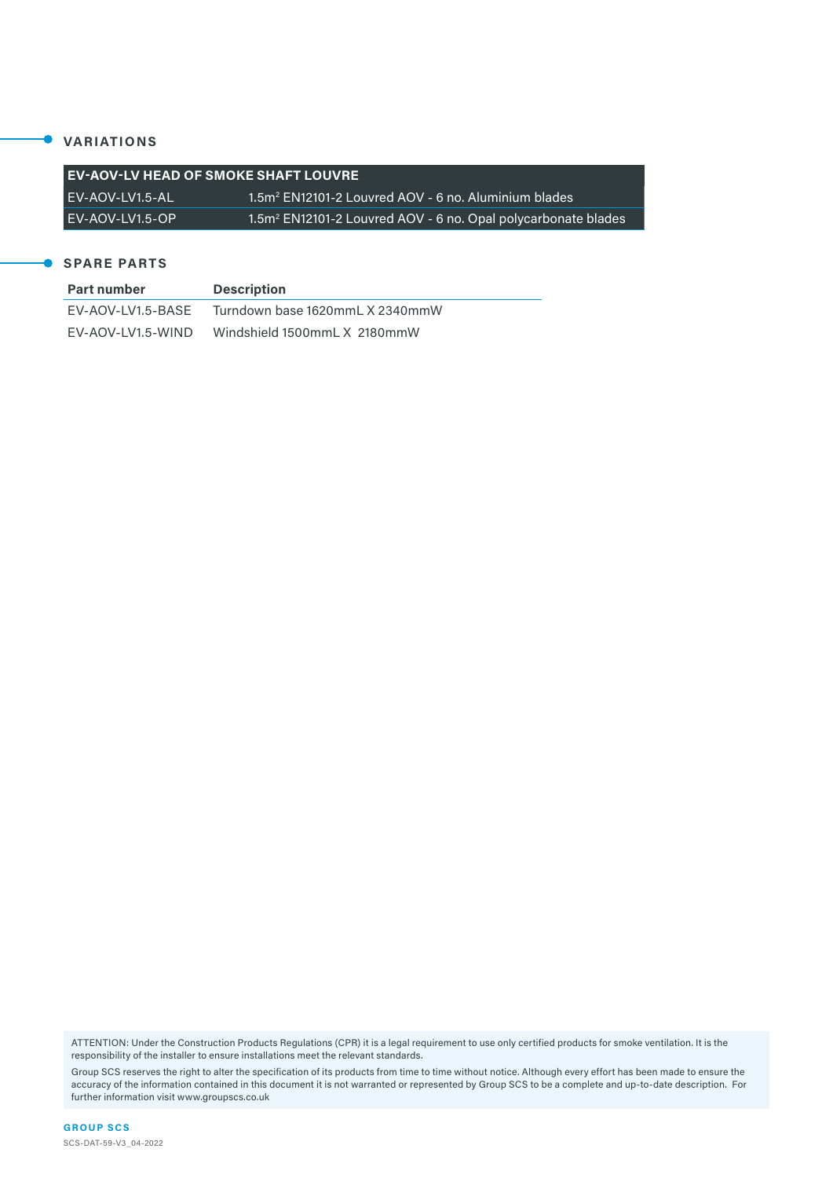## VARIATIONS

| EV-AOV-LV HEAD OF SMOKE SHAFT LOUVRE | |
|---|---|
| EV-AOV-LV1.5-AL | 1.5m$^2$ EN12101-2 Louvred AOV - 6 no. Aluminium blades |
| EV-AOV-LV1.5-OP | 1.5m$^2$ EN12101-2 Louvred AOV - 6 no. Opal polycarbonate blades |

## SPARE PARTS

| Part number | Description |
|---|---|
| EV-AOV-LV1.5-BASE | Turndown base 1620mmL X 2340mmW |
| EV-AOV-LV1.5-WIND | Windshield 1500mmL X 2180mmW |

ATTENTION: Under the Construction Products Regulations (CPR) it is a legal requirement to use only certified products for smoke ventilation. It is the responsibility of the installer to ensure installations meet the relevant standards.

Group SCS reserves the right to alter the specification of its products from time to time without notice. Although every effort has been made to ensure the accuracy of the information contained in this document it is not warranted or represented by Group SCS to be a complete and up-to-date description. For further information visit www.groupscs.co.uk

**GROUP SCS**

SCS-DAT-59-V3_04-2022